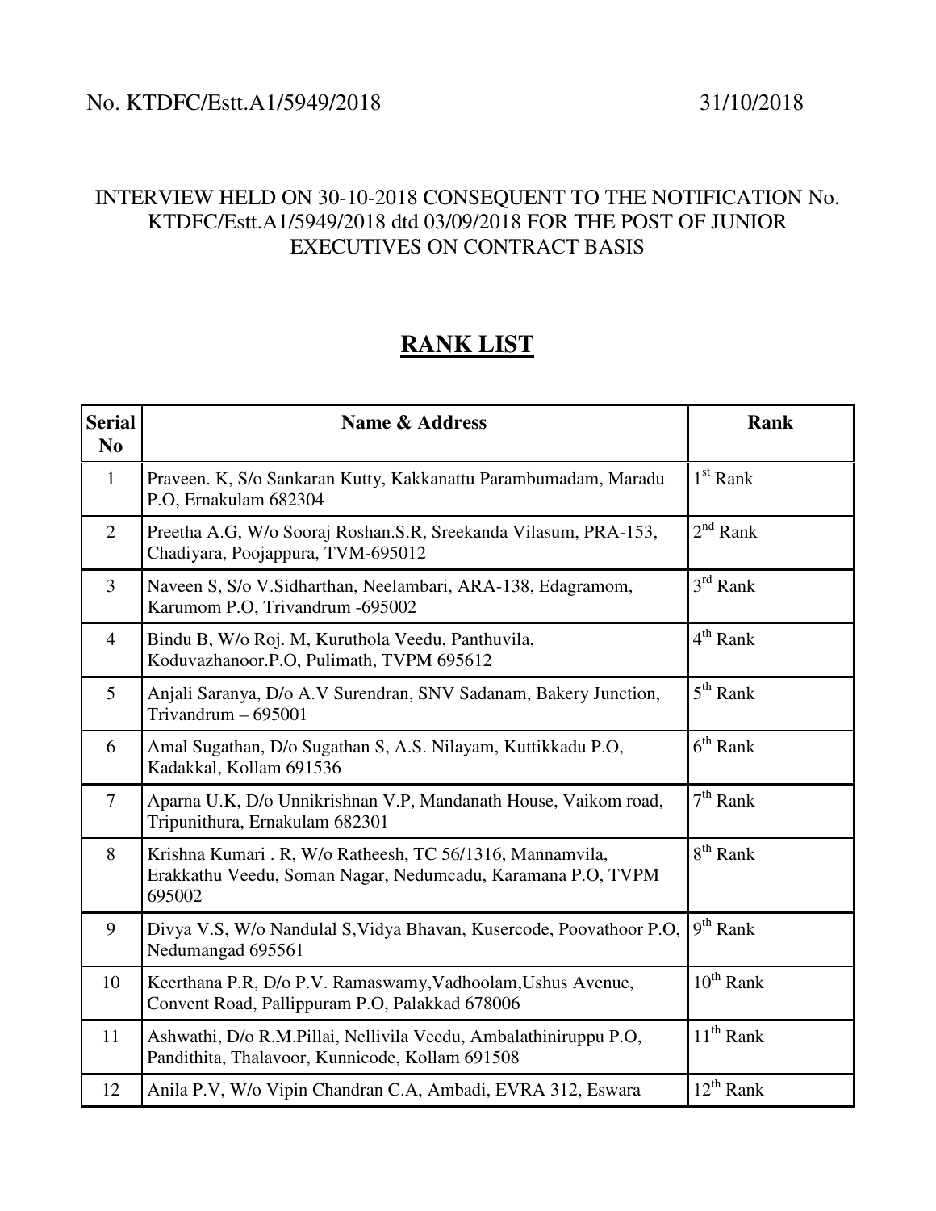No. KTDFC/Estt.A1/5949/2018 31/10/2018

INTERVIEW HELD ON 30-10-2018 CONSEQUENT TO THE NOTIFICATION No. KTDFC/Estt.A1/5949/2018 dtd 03/09/2018 FOR THE POST OF JUNIOR EXECUTIVES ON CONTRACT BASIS

# RANK LIST

| Serial No | Name & Address | Rank |
|---|---|---|
| 1 | Praveen. K, S/o Sankaran Kutty, Kakkanattu Parambumadam, Maradu P.O, Ernakulam 682304 | 1st Rank |
| 2 | Preetha A.G, W/o Sooraj Roshan.S.R, Sreekanda Vilasum, PRA-153, Chadiyara, Poojappura, TVM-695012 | 2nd Rank |
| 3 | Naveen S, S/o V.Sidharthan, Neelambari, ARA-138, Edagramom, Karumom P.O, Trivandrum -695002 | 3rd Rank |
| 4 | Bindu B, W/o Roj. M, Kuruthola Veedu, Panthuvila, Koduvazhanoor.P.O, Pulimath, TVPM 695612 | 4th Rank |
| 5 | Anjali Saranya, D/o A.V Surendran, SNV Sadanam, Bakery Junction, Trivandrum – 695001 | 5th Rank |
| 6 | Amal Sugathan, D/o Sugathan S, A.S. Nilayam, Kuttikkadu P.O, Kadakkal, Kollam 691536 | 6th Rank |
| 7 | Aparna U.K, D/o Unnikrishnan V.P, Mandanath House, Vaikom road, Tripunithura, Ernakulam 682301 | 7th Rank |
| 8 | Krishna Kumari . R, W/o Ratheesh, TC 56/1316, Mannamvila, Erakkathu Veedu, Soman Nagar, Nedumcadu, Karamana P.O, TVPM 695002 | 8th Rank |
| 9 | Divya V.S, W/o Nandulal S,Vidya Bhavan, Kusercode, Poovathoor P.O, Nedumangad 695561 | 9th Rank |
| 10 | Keerthana P.R, D/o P.V. Ramaswamy,Vadhoolam,Ushus Avenue, Convent Road, Pallippuram P.O, Palakkad 678006 | 10th Rank |
| 11 | Ashwathi, D/o R.M.Pillai, Nellivila Veedu, Ambalathiniruppu P.O, Pandithita, Thalavoor, Kunnicode, Kollam 691508 | 11th Rank |
| 12 | Anila P.V, W/o Vipin Chandran C.A, Ambadi, EVRA 312, Eswara | 12th Rank |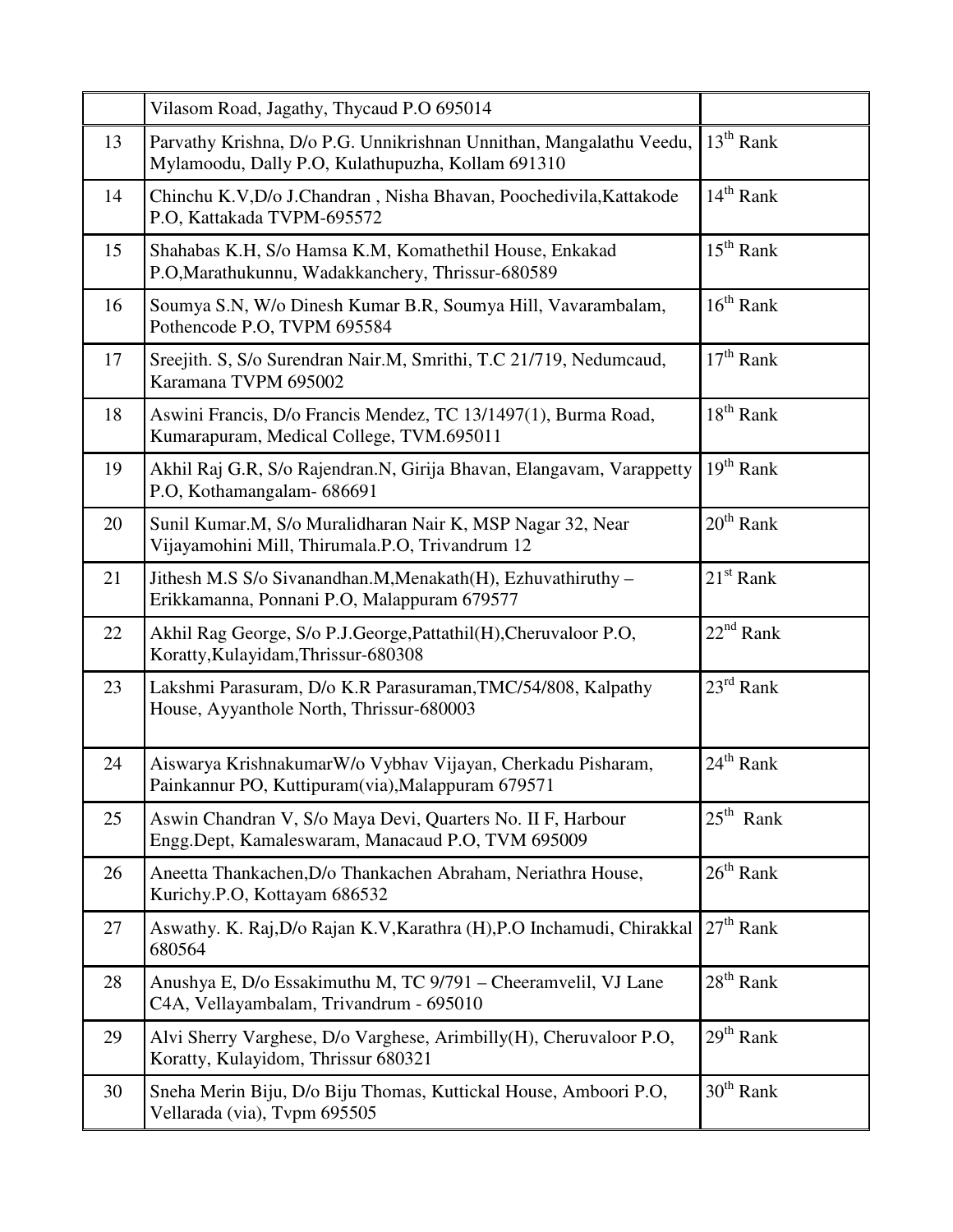| | | |
|---|---|---|
| | Vilasom Road, Jagathy, Thycaud P.O 695014 | |
| 13 | Parvathy Krishna, D/o P.G. Unnikrishnan Unnithan, Mangalathu Veedu, Mylamoodu, Dally P.O, Kulathupuzha, Kollam 691310 | 13th Rank |
| 14 | Chinchu K.V,D/o J.Chandran , Nisha Bhavan, Poochedivila,Kattakode P.O, Kattakada TVPM-695572 | 14th Rank |
| 15 | Shahabas K.H, S/o Hamsa K.M, Komathethil House, Enkakad P.O,Marathukunnu, Wadakkanchery, Thrissur-680589 | 15th Rank |
| 16 | Soumya S.N, W/o Dinesh Kumar B.R, Soumya Hill, Vavarambalam, Pothencode P.O, TVPM 695584 | 16th Rank |
| 17 | Sreejith. S, S/o Surendran Nair.M, Smrithi, T.C 21/719, Nedumcaud, Karamana TVPM 695002 | 17th Rank |
| 18 | Aswini Francis, D/o Francis Mendez, TC 13/1497(1), Burma Road, Kumarapuram, Medical College, TVM.695011 | 18th Rank |
| 19 | Akhil Raj G.R, S/o Rajendran.N, Girija Bhavan, Elangavam, Varappetty P.O, Kothamangalam- 686691 | 19th Rank |
| 20 | Sunil Kumar.M, S/o Muralidharan Nair K, MSP Nagar 32, Near Vijayamohini Mill, Thirumala.P.O, Trivandrum 12 | 20th Rank |
| 21 | Jithesh M.S S/o Sivanandhan.M,Menakath(H), Ezhuvathiruthy – Erikkamanna, Ponnani P.O, Malappuram 679577 | 21st Rank |
| 22 | Akhil Rag George, S/o P.J.George,Pattathil(H),Cheruvaloor P.O, Koratty,Kulayidam,Thrissur-680308 | 22nd Rank |
| 23 | Lakshmi Parasuram, D/o K.R Parasuraman,TMC/54/808, Kalpathy House, Ayyanthole North, Thrissur-680003 | 23rd Rank |
| 24 | Aiswarya KrishnakumarW/o Vybhav Vijayan, Cherkadu Pisharam, Painkannur PO, Kuttipuram(via),Malappuram 679571 | 24th Rank |
| 25 | Aswin Chandran V, S/o Maya Devi, Quarters No. II F, Harbour Engg.Dept, Kamaleswaram, Manacaud P.O, TVM 695009 | 25th Rank |
| 26 | Aneetta Thankachen,D/o Thankachen Abraham, Neriathra House, Kurichy.P.O, Kottayam 686532 | 26th Rank |
| 27 | Aswathy. K. Raj,D/o Rajan K.V,Karathra (H),P.O Inchamudi, Chirakkal 680564 | 27th Rank |
| 28 | Anushya E, D/o Essakimuthu M, TC 9/791 – Cheeramvelil, VJ Lane C4A, Vellayambalam, Trivandrum - 695010 | 28th Rank |
| 29 | Alvi Sherry Varghese, D/o Varghese, Arimbilly(H), Cheruvaloor P.O, Koratty, Kulayidom, Thrissur 680321 | 29th Rank |
| 30 | Sneha Merin Biju, D/o Biju Thomas, Kuttickal House, Amboori P.O, Vellarada (via), Tvpm 695505 | 30th Rank |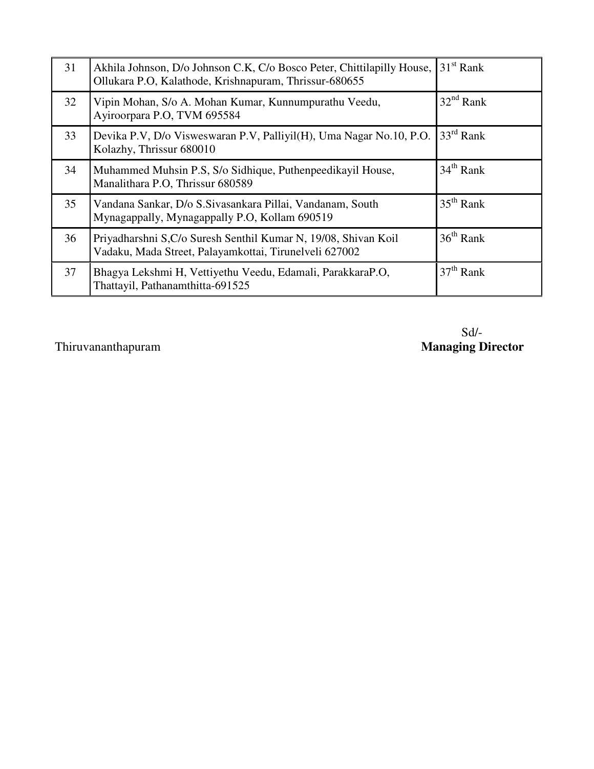| | | |
|---|---|---|
| 31 | Akhila Johnson, D/o Johnson C.K, C/o Bosco Peter, Chittilapilly House, Ollukara P.O, Kalathode, Krishnapuram, Thrissur-680655 | 31st Rank |
| 32 | Vipin Mohan, S/o A. Mohan Kumar, Kunnumpurathu Veedu, Ayiroorpara P.O, TVM 695584 | 32nd Rank |
| 33 | Devika P.V, D/o Visweswaran P.V, Palliyil(H), Uma Nagar No.10, P.O. Kolazhy, Thrissur 680010 | 33rd Rank |
| 34 | Muhammed Muhsin P.S, S/o Sidhique, Puthenpeedikayil House, Manalithara P.O, Thrissur 680589 | 34th Rank |
| 35 | Vandana Sankar, D/o S.Sivasankara Pillai, Vandanam, South Mynagappally, Mynagappally P.O, Kollam 690519 | 35th Rank |
| 36 | Priyadharshni S,C/o Suresh Senthil Kumar N, 19/08, Shivan Koil Vadaku, Mada Street, Palayamkottai, Tirunelveli 627002 | 36th Rank |
| 37 | Bhagya Lekshmi H, Vettiyethu Veedu, Edamali, ParakkaraP.O, Thattayil, Pathanamthitta-691525 | 37th Rank |

Sd/-

Thiruvananthapuram **Managing Director**